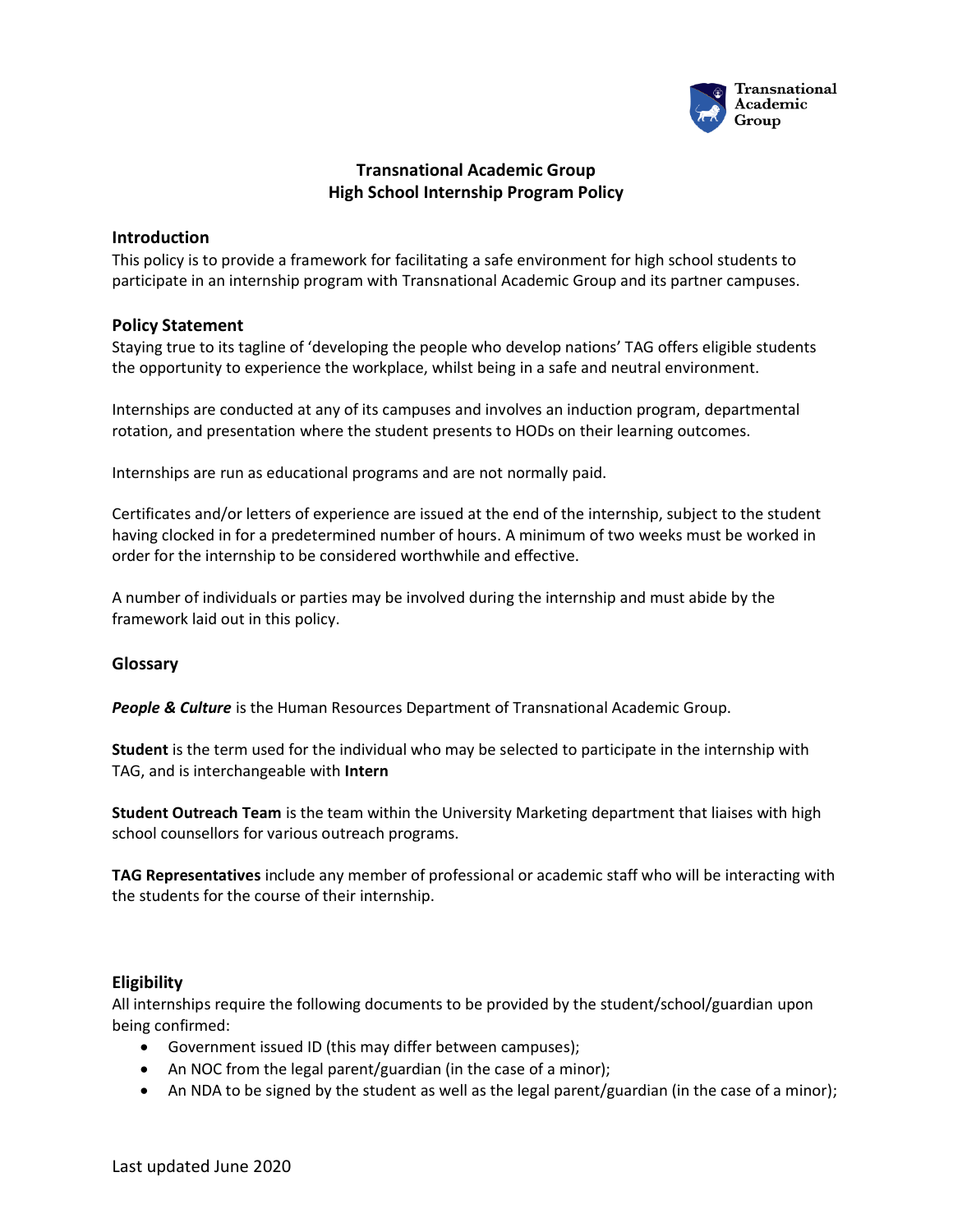# Transnational Academic Group
# High School Internship Program Policy

## Introduction

This policy is to provide a framework for facilitating a safe environment for high school students to participate in an internship program with Transnational Academic Group and its partner campuses.

## Policy Statement

Staying true to its tagline of 'developing the people who develop nations' TAG offers eligible students the opportunity to experience the workplace, whilst being in a safe and neutral environment.

Internships are conducted at any of its campuses and involves an induction program, departmental rotation, and presentation where the student presents to HODs on their learning outcomes.

Internships are run as educational programs and are not normally paid.

Certificates and/or letters of experience are issued at the end of the internship, subject to the student having clocked in for a predetermined number of hours. A minimum of two weeks must be worked in order for the internship to be considered worthwhile and effective.

A number of individuals or parties may be involved during the internship and must abide by the framework laid out in this policy.

## Glossary

***People & Culture*** is the Human Resources Department of Transnational Academic Group.

**Student** is the term used for the individual who may be selected to participate in the internship with TAG, and is interchangeable with **Intern**

**Student Outreach Team** is the team within the University Marketing department that liaises with high school counsellors for various outreach programs.

**TAG Representatives** include any member of professional or academic staff who will be interacting with the students for the course of their internship.

## Eligibility

All internships require the following documents to be provided by the student/school/guardian upon being confirmed:

- Government issued ID (this may differ between campuses);
- An NOC from the legal parent/guardian (in the case of a minor);
- An NDA to be signed by the student as well as the legal parent/guardian (in the case of a minor);

Last updated June 2020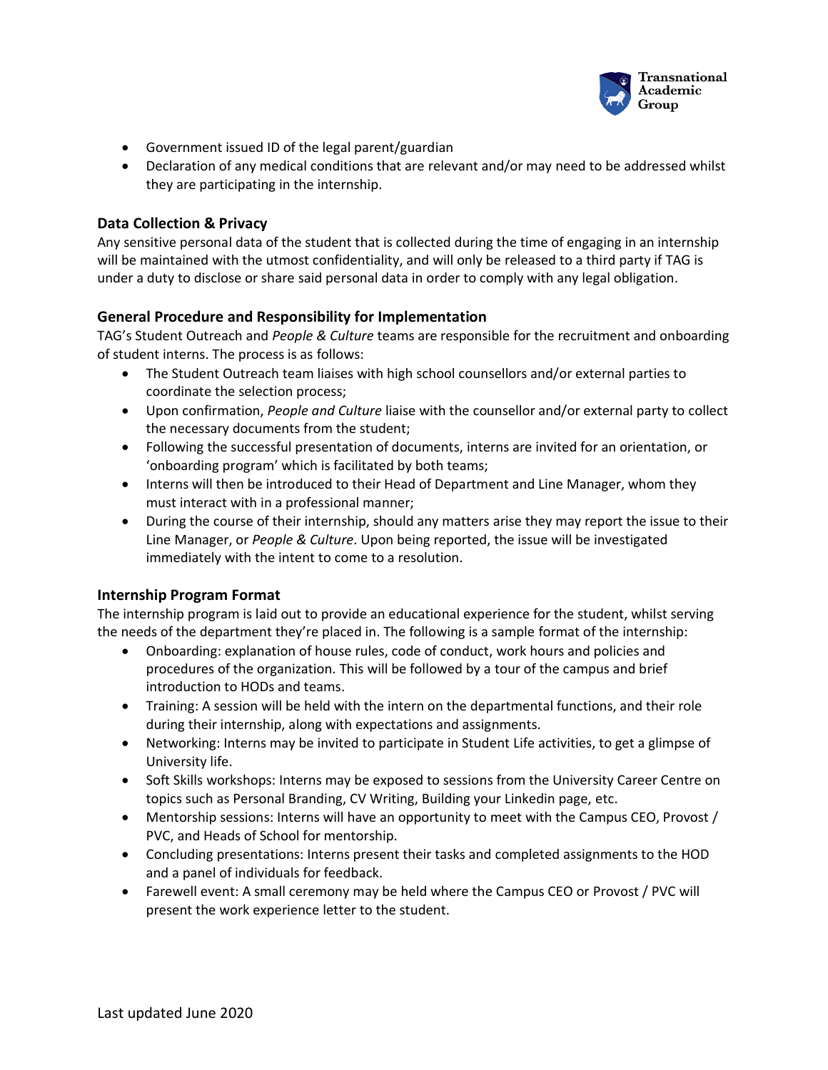- Government issued ID of the legal parent/guardian
- Declaration of any medical conditions that are relevant and/or may need to be addressed whilst they are participating in the internship.

### Data Collection & Privacy

Any sensitive personal data of the student that is collected during the time of engaging in an internship will be maintained with the utmost confidentiality, and will only be released to a third party if TAG is under a duty to disclose or share said personal data in order to comply with any legal obligation.

### General Procedure and Responsibility for Implementation

TAG's Student Outreach and *People & Culture* teams are responsible for the recruitment and onboarding of student interns. The process is as follows:

- The Student Outreach team liaises with high school counsellors and/or external parties to coordinate the selection process;
- Upon confirmation, *People and Culture* liaise with the counsellor and/or external party to collect the necessary documents from the student;
- Following the successful presentation of documents, interns are invited for an orientation, or 'onboarding program' which is facilitated by both teams;
- Interns will then be introduced to their Head of Department and Line Manager, whom they must interact with in a professional manner;
- During the course of their internship, should any matters arise they may report the issue to their Line Manager, or *People & Culture*. Upon being reported, the issue will be investigated immediately with the intent to come to a resolution.

### Internship Program Format

The internship program is laid out to provide an educational experience for the student, whilst serving the needs of the department they're placed in. The following is a sample format of the internship:

- Onboarding: explanation of house rules, code of conduct, work hours and policies and procedures of the organization. This will be followed by a tour of the campus and brief introduction to HODs and teams.
- Training: A session will be held with the intern on the departmental functions, and their role during their internship, along with expectations and assignments.
- Networking: Interns may be invited to participate in Student Life activities, to get a glimpse of University life.
- Soft Skills workshops: Interns may be exposed to sessions from the University Career Centre on topics such as Personal Branding, CV Writing, Building your Linkedin page, etc.
- Mentorship sessions: Interns will have an opportunity to meet with the Campus CEO, Provost / PVC, and Heads of School for mentorship.
- Concluding presentations: Interns present their tasks and completed assignments to the HOD and a panel of individuals for feedback.
- Farewell event: A small ceremony may be held where the Campus CEO or Provost / PVC will present the work experience letter to the student.

Last updated June 2020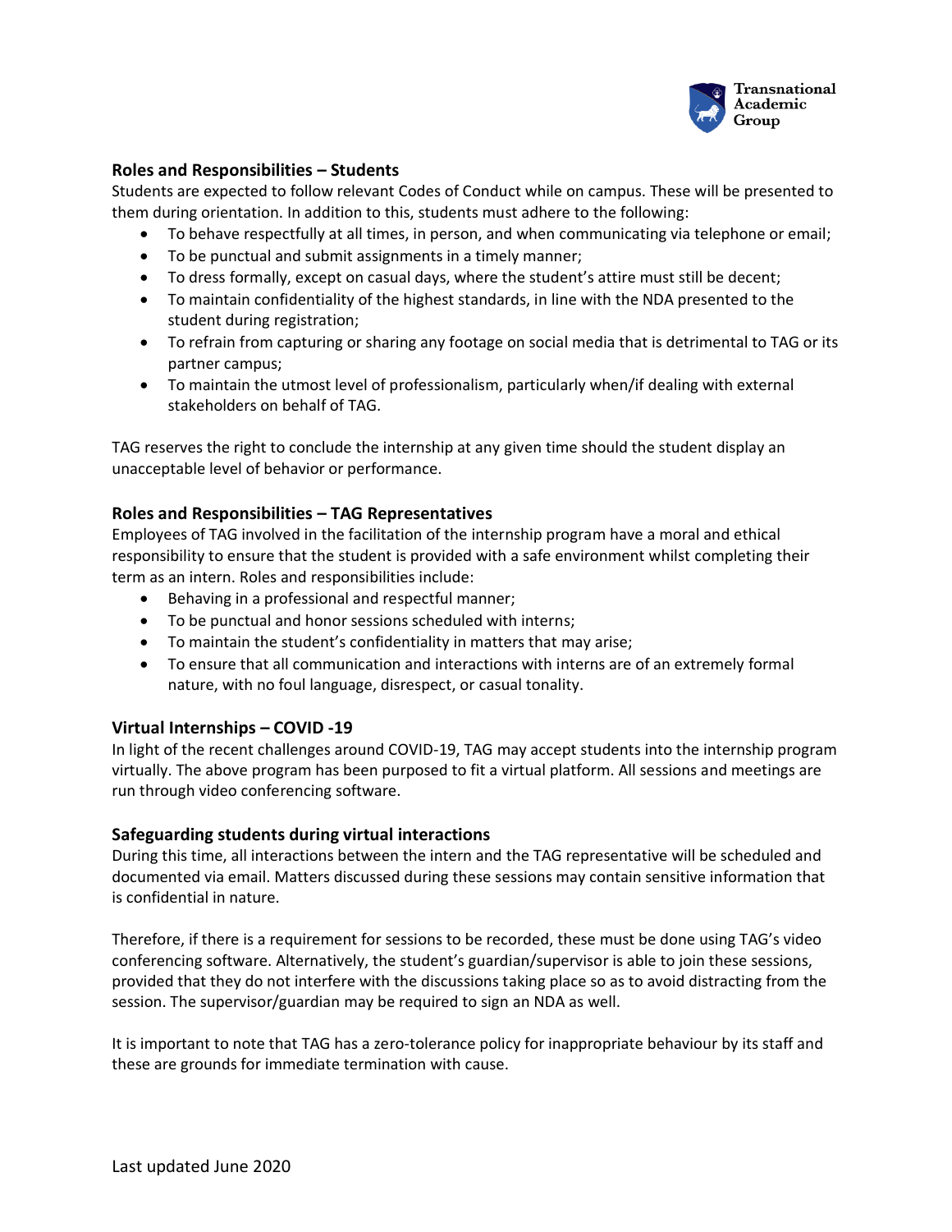## Roles and Responsibilities – Students

Students are expected to follow relevant Codes of Conduct while on campus. These will be presented to them during orientation. In addition to this, students must adhere to the following:

- To behave respectfully at all times, in person, and when communicating via telephone or email;
- To be punctual and submit assignments in a timely manner;
- To dress formally, except on casual days, where the student's attire must still be decent;
- To maintain confidentiality of the highest standards, in line with the NDA presented to the student during registration;
- To refrain from capturing or sharing any footage on social media that is detrimental to TAG or its partner campus;
- To maintain the utmost level of professionalism, particularly when/if dealing with external stakeholders on behalf of TAG.

TAG reserves the right to conclude the internship at any given time should the student display an unacceptable level of behavior or performance.

## Roles and Responsibilities – TAG Representatives

Employees of TAG involved in the facilitation of the internship program have a moral and ethical responsibility to ensure that the student is provided with a safe environment whilst completing their term as an intern. Roles and responsibilities include:

- Behaving in a professional and respectful manner;
- To be punctual and honor sessions scheduled with interns;
- To maintain the student's confidentiality in matters that may arise;
- To ensure that all communication and interactions with interns are of an extremely formal nature, with no foul language, disrespect, or casual tonality.

## Virtual Internships – COVID -19

In light of the recent challenges around COVID-19, TAG may accept students into the internship program virtually. The above program has been purposed to fit a virtual platform. All sessions and meetings are run through video conferencing software.

## Safeguarding students during virtual interactions

During this time, all interactions between the intern and the TAG representative will be scheduled and documented via email. Matters discussed during these sessions may contain sensitive information that is confidential in nature.

Therefore, if there is a requirement for sessions to be recorded, these must be done using TAG's video conferencing software. Alternatively, the student's guardian/supervisor is able to join these sessions, provided that they do not interfere with the discussions taking place so as to avoid distracting from the session. The supervisor/guardian may be required to sign an NDA as well.

It is important to note that TAG has a zero-tolerance policy for inappropriate behaviour by its staff and these are grounds for immediate termination with cause.

Last updated June 2020